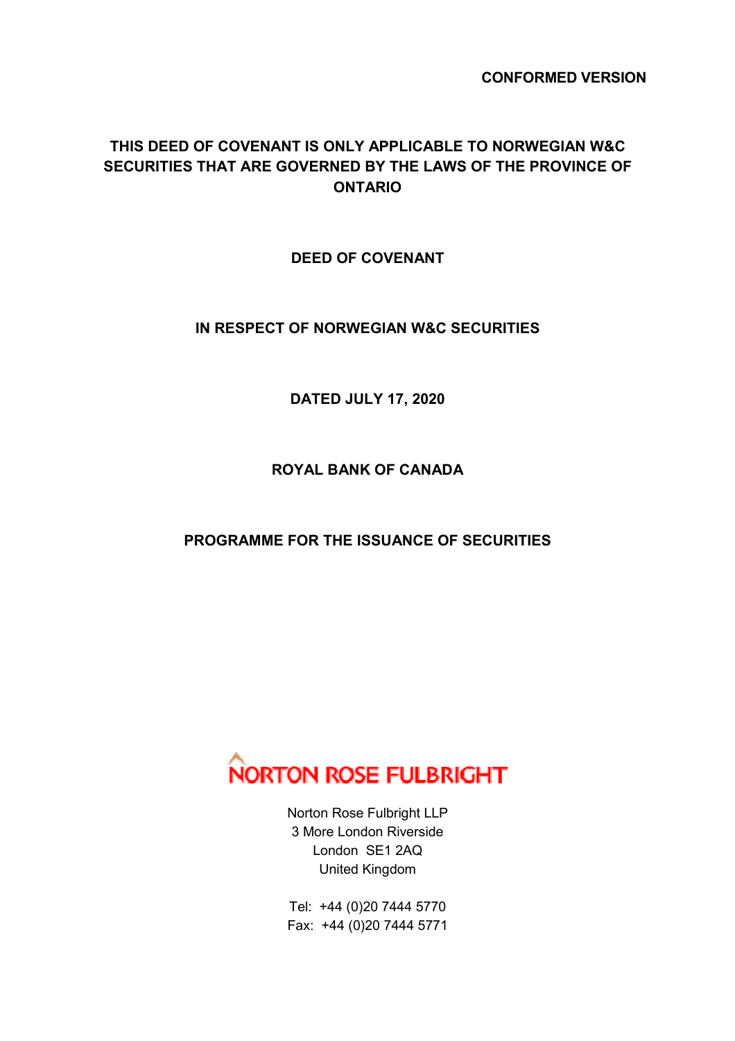**CONFORMED VERSION**

**THIS DEED OF COVENANT IS ONLY APPLICABLE TO NORWEGIAN W&C SECURITIES THAT ARE GOVERNED BY THE LAWS OF THE PROVINCE OF ONTARIO**

# DEED OF COVENANT

**IN RESPECT OF NORWEGIAN W&C SECURITIES**

**DATED JULY 17, 2020**

**ROYAL BANK OF CANADA**

**PROGRAMME FOR THE ISSUANCE OF SECURITIES**

NORTON ROSE FULBRIGHT

Norton Rose Fulbright LLP
3 More London Riverside
London SE1 2AQ
United Kingdom

Tel: +44 (0)20 7444 5770
Fax: +44 (0)20 7444 5771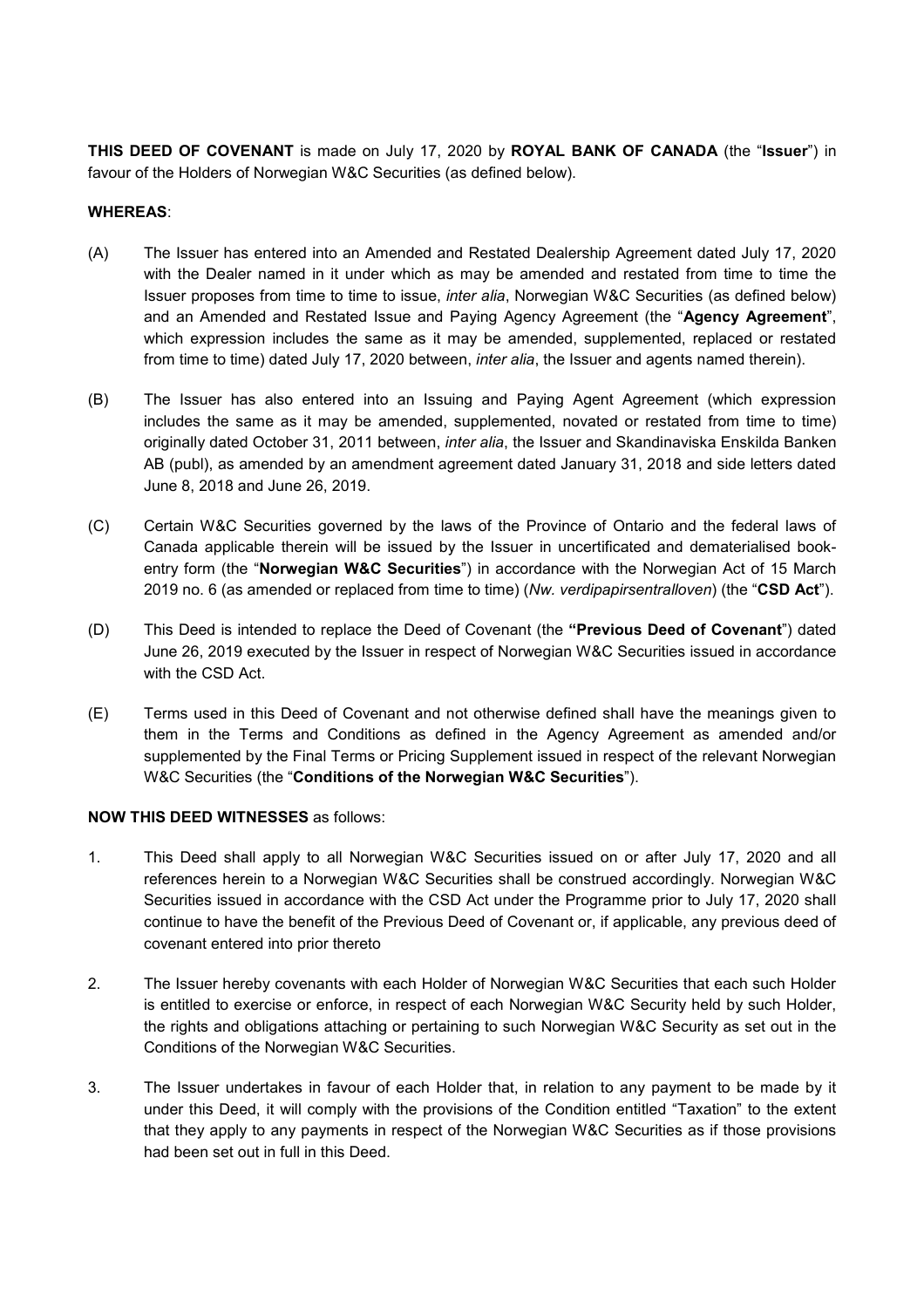**THIS DEED OF COVENANT** is made on July 17, 2020 by **ROYAL BANK OF CANADA** (the "**Issuer**") in favour of the Holders of Norwegian W&C Securities (as defined below).

**WHEREAS**:

(A) The Issuer has entered into an Amended and Restated Dealership Agreement dated July 17, 2020 with the Dealer named in it under which as may be amended and restated from time to time the Issuer proposes from time to time to issue, *inter alia*, Norwegian W&C Securities (as defined below) and an Amended and Restated Issue and Paying Agency Agreement (the "**Agency Agreement**", which expression includes the same as it may be amended, supplemented, replaced or restated from time to time) dated July 17, 2020 between, *inter alia*, the Issuer and agents named therein).

(B) The Issuer has also entered into an Issuing and Paying Agent Agreement (which expression includes the same as it may be amended, supplemented, novated or restated from time to time) originally dated October 31, 2011 between, *inter alia*, the Issuer and Skandinaviska Enskilda Banken AB (publ), as amended by an amendment agreement dated January 31, 2018 and side letters dated June 8, 2018 and June 26, 2019.

(C) Certain W&C Securities governed by the laws of the Province of Ontario and the federal laws of Canada applicable therein will be issued by the Issuer in uncertificated and dematerialised book-entry form (the "**Norwegian W&C Securities**") in accordance with the Norwegian Act of 15 March 2019 no. 6 (as amended or replaced from time to time) (*Nw. verdipapirsentralloven*) (the "**CSD Act**").

(D) This Deed is intended to replace the Deed of Covenant (the **"Previous Deed of Covenant**") dated June 26, 2019 executed by the Issuer in respect of Norwegian W&C Securities issued in accordance with the CSD Act.

(E) Terms used in this Deed of Covenant and not otherwise defined shall have the meanings given to them in the Terms and Conditions as defined in the Agency Agreement as amended and/or supplemented by the Final Terms or Pricing Supplement issued in respect of the relevant Norwegian W&C Securities (the "**Conditions of the Norwegian W&C Securities**").

**NOW THIS DEED WITNESSES** as follows:

1. This Deed shall apply to all Norwegian W&C Securities issued on or after July 17, 2020 and all references herein to a Norwegian W&C Securities shall be construed accordingly. Norwegian W&C Securities issued in accordance with the CSD Act under the Programme prior to July 17, 2020 shall continue to have the benefit of the Previous Deed of Covenant or, if applicable, any previous deed of covenant entered into prior thereto

2. The Issuer hereby covenants with each Holder of Norwegian W&C Securities that each such Holder is entitled to exercise or enforce, in respect of each Norwegian W&C Security held by such Holder, the rights and obligations attaching or pertaining to such Norwegian W&C Security as set out in the Conditions of the Norwegian W&C Securities.

3. The Issuer undertakes in favour of each Holder that, in relation to any payment to be made by it under this Deed, it will comply with the provisions of the Condition entitled "Taxation" to the extent that they apply to any payments in respect of the Norwegian W&C Securities as if those provisions had been set out in full in this Deed.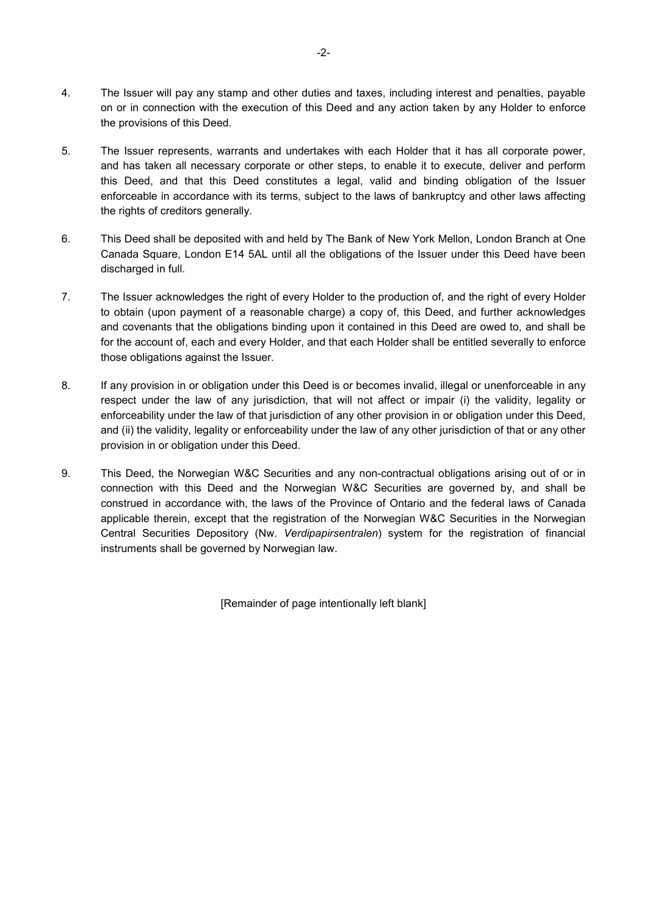4. The Issuer will pay any stamp and other duties and taxes, including interest and penalties, payable on or in connection with the execution of this Deed and any action taken by any Holder to enforce the provisions of this Deed.

5. The Issuer represents, warrants and undertakes with each Holder that it has all corporate power, and has taken all necessary corporate or other steps, to enable it to execute, deliver and perform this Deed, and that this Deed constitutes a legal, valid and binding obligation of the Issuer enforceable in accordance with its terms, subject to the laws of bankruptcy and other laws affecting the rights of creditors generally.

6. This Deed shall be deposited with and held by The Bank of New York Mellon, London Branch at One Canada Square, London E14 5AL until all the obligations of the Issuer under this Deed have been discharged in full.

7. The Issuer acknowledges the right of every Holder to the production of, and the right of every Holder to obtain (upon payment of a reasonable charge) a copy of, this Deed, and further acknowledges and covenants that the obligations binding upon it contained in this Deed are owed to, and shall be for the account of, each and every Holder, and that each Holder shall be entitled severally to enforce those obligations against the Issuer.

8. If any provision in or obligation under this Deed is or becomes invalid, illegal or unenforceable in any respect under the law of any jurisdiction, that will not affect or impair (i) the validity, legality or enforceability under the law of that jurisdiction of any other provision in or obligation under this Deed, and (ii) the validity, legality or enforceability under the law of any other jurisdiction of that or any other provision in or obligation under this Deed.

9. This Deed, the Norwegian W&C Securities and any non-contractual obligations arising out of or in connection with this Deed and the Norwegian W&C Securities are governed by, and shall be construed in accordance with, the laws of the Province of Ontario and the federal laws of Canada applicable therein, except that the registration of the Norwegian W&C Securities in the Norwegian Central Securities Depository (Nw. *Verdipapirsentralen*) system for the registration of financial instruments shall be governed by Norwegian law.

[Remainder of page intentionally left blank]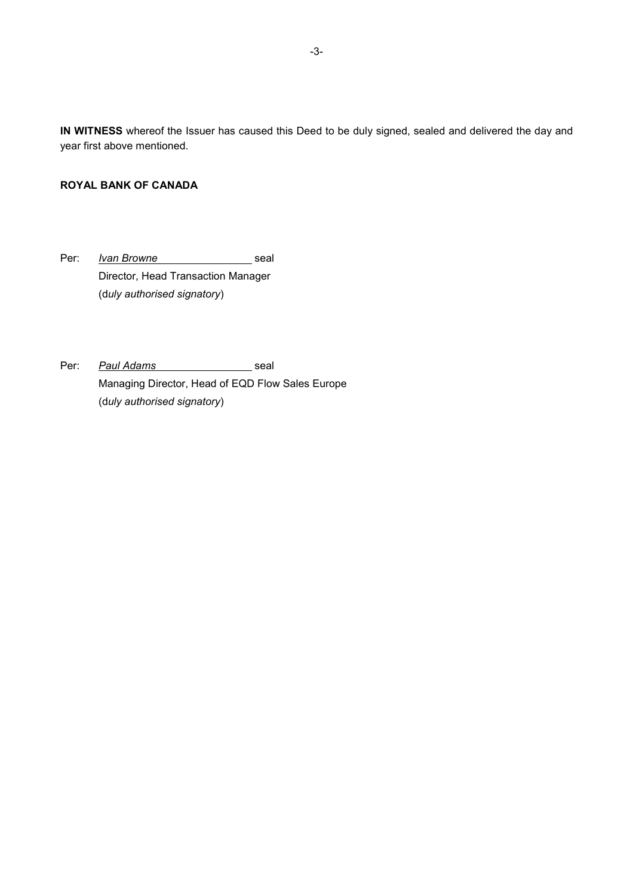**IN WITNESS** whereof the Issuer has caused this Deed to be duly signed, sealed and delivered the day and year first above mentioned.

**ROYAL BANK OF CANADA**

Per: *Ivan Browne* seal
Director, Head Transaction Manager
(d*uly authorised signatory*)

Per: *Paul Adams* seal
Managing Director, Head of EQD Flow Sales Europe
(d*uly authorised signatory*)